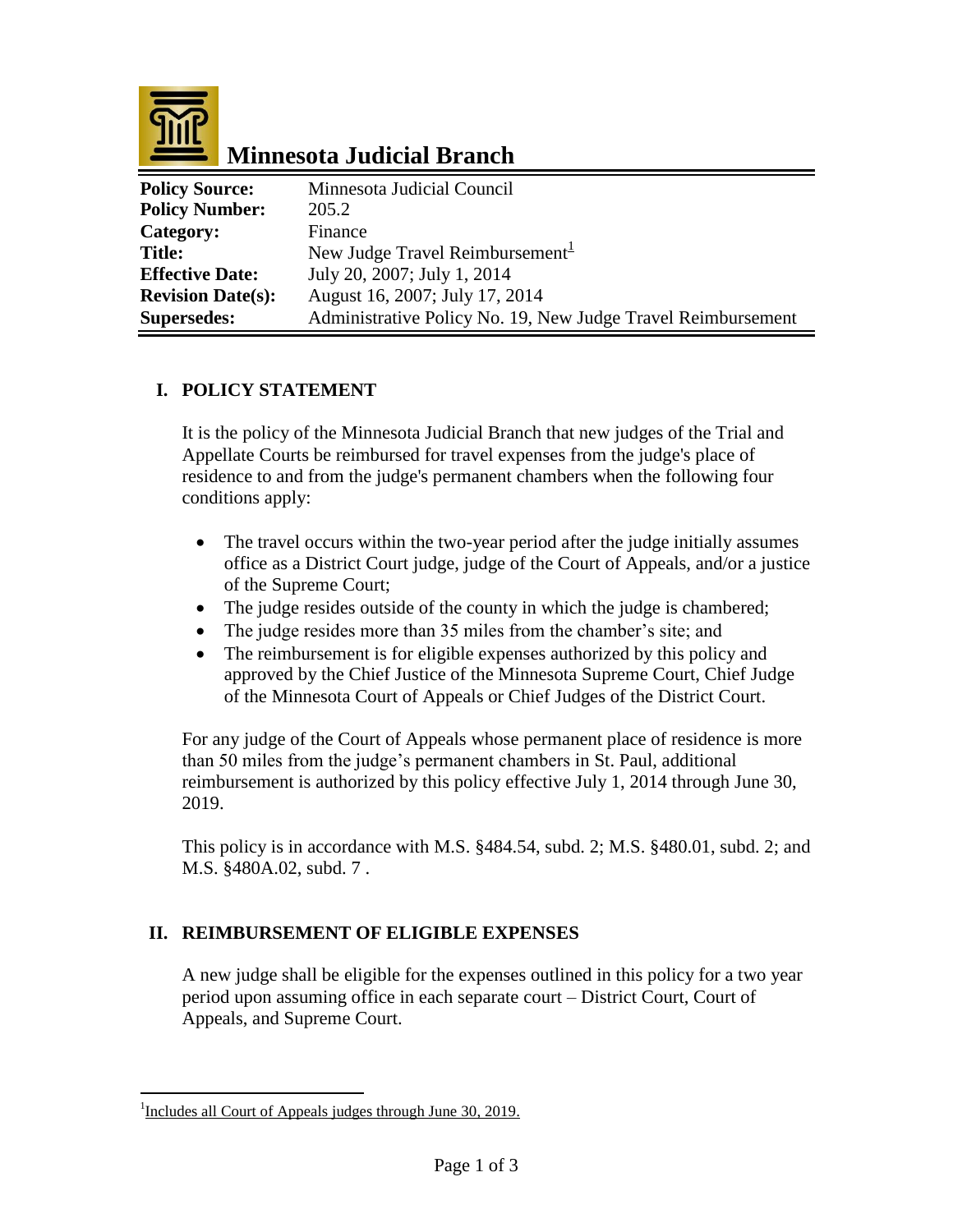# Minnesota Judicial Branch

| | |
|---|---|
| **Policy Source:** | Minnesota Judicial Council |
| **Policy Number:** | 205.2 |
| **Category:** | Finance |
| **Title:** | New Judge Travel Reimbursement[1] |
| **Effective Date:** | July 20, 2007; July 1, 2014 |
| **Revision Date(s):** | August 16, 2007; July 17, 2014 |
| **Supersedes:** | Administrative Policy No. 19, New Judge Travel Reimbursement |

## I. POLICY STATEMENT

It is the policy of the Minnesota Judicial Branch that new judges of the Trial and Appellate Courts be reimbursed for travel expenses from the judge's place of residence to and from the judge's permanent chambers when the following four conditions apply:

- The travel occurs within the two-year period after the judge initially assumes office as a District Court judge, judge of the Court of Appeals, and/or a justice of the Supreme Court;
- The judge resides outside of the county in which the judge is chambered;
- The judge resides more than 35 miles from the chamber's site; and
- The reimbursement is for eligible expenses authorized by this policy and approved by the Chief Justice of the Minnesota Supreme Court, Chief Judge of the Minnesota Court of Appeals or Chief Judges of the District Court.

For any judge of the Court of Appeals whose permanent place of residence is more than 50 miles from the judge's permanent chambers in St. Paul, additional reimbursement is authorized by this policy effective July 1, 2014 through June 30, 2019.

This policy is in accordance with M.S. §484.54, subd. 2; M.S. §480.01, subd. 2; and M.S. §480A.02, subd. 7 .

## II. REIMBURSEMENT OF ELIGIBLE EXPENSES

A new judge shall be eligible for the expenses outlined in this policy for a two year period upon assuming office in each separate court – District Court, Court of Appeals, and Supreme Court.

---

[1] Includes all Court of Appeals judges through June 30, 2019.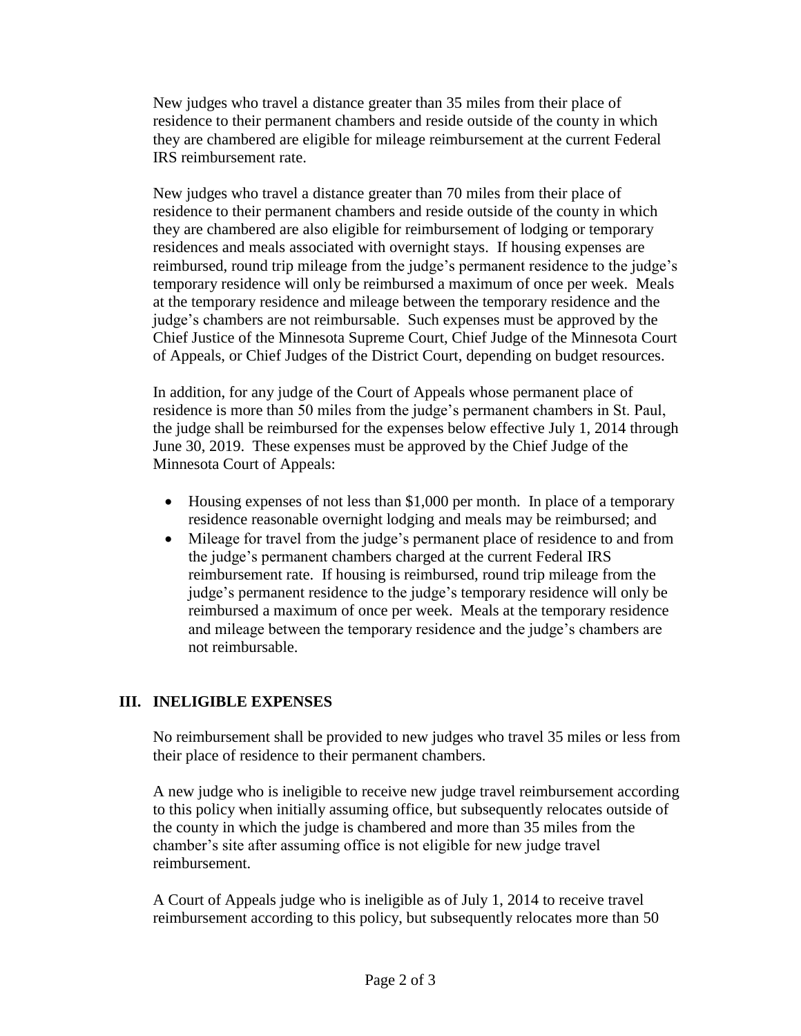New judges who travel a distance greater than 35 miles from their place of residence to their permanent chambers and reside outside of the county in which they are chambered are eligible for mileage reimbursement at the current Federal IRS reimbursement rate.

New judges who travel a distance greater than 70 miles from their place of residence to their permanent chambers and reside outside of the county in which they are chambered are also eligible for reimbursement of lodging or temporary residences and meals associated with overnight stays. If housing expenses are reimbursed, round trip mileage from the judge's permanent residence to the judge's temporary residence will only be reimbursed a maximum of once per week. Meals at the temporary residence and mileage between the temporary residence and the judge's chambers are not reimbursable. Such expenses must be approved by the Chief Justice of the Minnesota Supreme Court, Chief Judge of the Minnesota Court of Appeals, or Chief Judges of the District Court, depending on budget resources.

In addition, for any judge of the Court of Appeals whose permanent place of residence is more than 50 miles from the judge's permanent chambers in St. Paul, the judge shall be reimbursed for the expenses below effective July 1, 2014 through June 30, 2019. These expenses must be approved by the Chief Judge of the Minnesota Court of Appeals:

- Housing expenses of not less than $1,000 per month. In place of a temporary residence reasonable overnight lodging and meals may be reimbursed; and
- Mileage for travel from the judge's permanent place of residence to and from the judge's permanent chambers charged at the current Federal IRS reimbursement rate. If housing is reimbursed, round trip mileage from the judge's permanent residence to the judge's temporary residence will only be reimbursed a maximum of once per week. Meals at the temporary residence and mileage between the temporary residence and the judge's chambers are not reimbursable.

## III. INELIGIBLE EXPENSES

No reimbursement shall be provided to new judges who travel 35 miles or less from their place of residence to their permanent chambers.

A new judge who is ineligible to receive new judge travel reimbursement according to this policy when initially assuming office, but subsequently relocates outside of the county in which the judge is chambered and more than 35 miles from the chamber's site after assuming office is not eligible for new judge travel reimbursement.

A Court of Appeals judge who is ineligible as of July 1, 2014 to receive travel reimbursement according to this policy, but subsequently relocates more than 50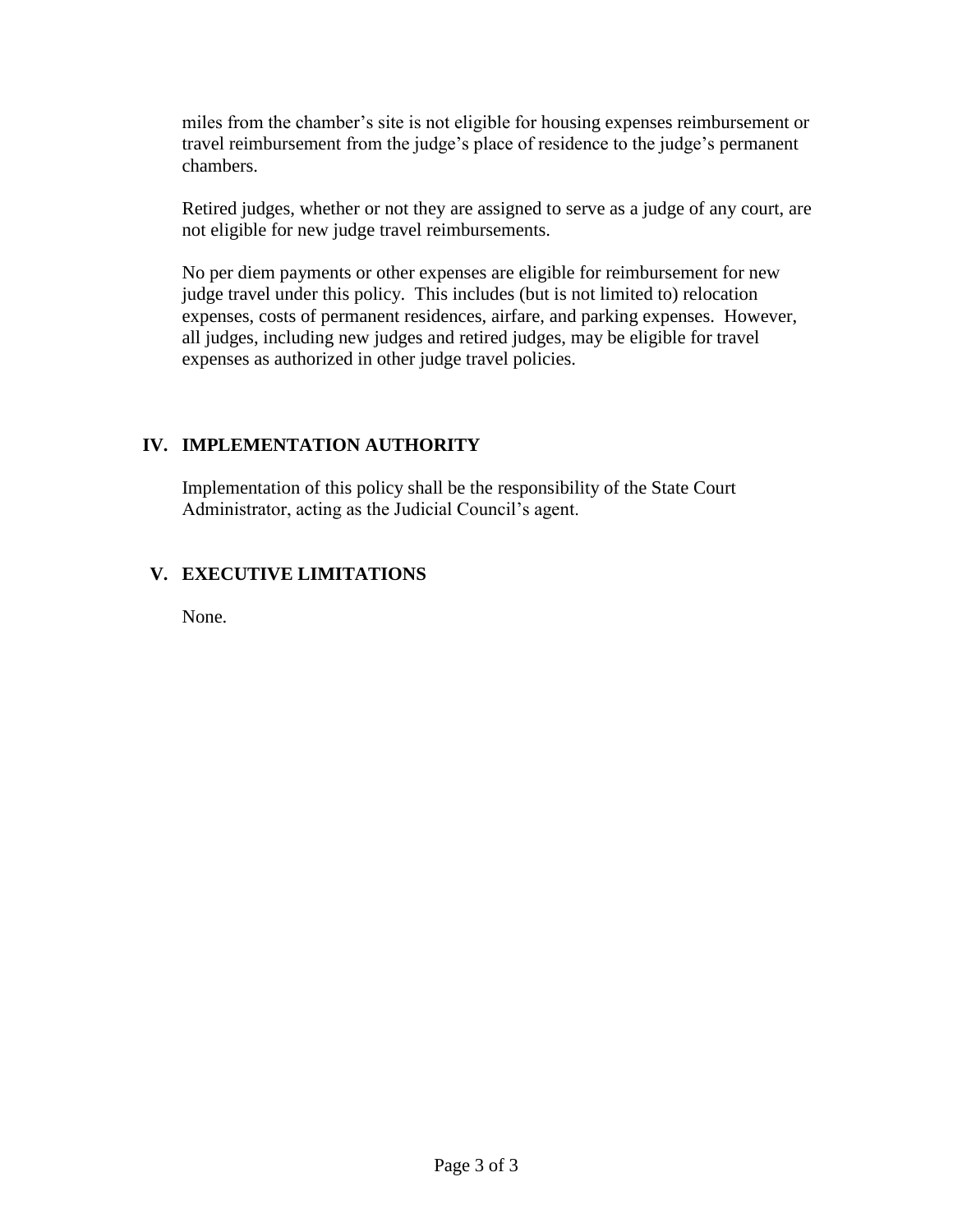miles from the chamber's site is not eligible for housing expenses reimbursement or travel reimbursement from the judge's place of residence to the judge's permanent chambers.

Retired judges, whether or not they are assigned to serve as a judge of any court, are not eligible for new judge travel reimbursements.

No per diem payments or other expenses are eligible for reimbursement for new judge travel under this policy. This includes (but is not limited to) relocation expenses, costs of permanent residences, airfare, and parking expenses. However, all judges, including new judges and retired judges, may be eligible for travel expenses as authorized in other judge travel policies.

## IV. IMPLEMENTATION AUTHORITY

Implementation of this policy shall be the responsibility of the State Court Administrator, acting as the Judicial Council's agent.

## V. EXECUTIVE LIMITATIONS

None.